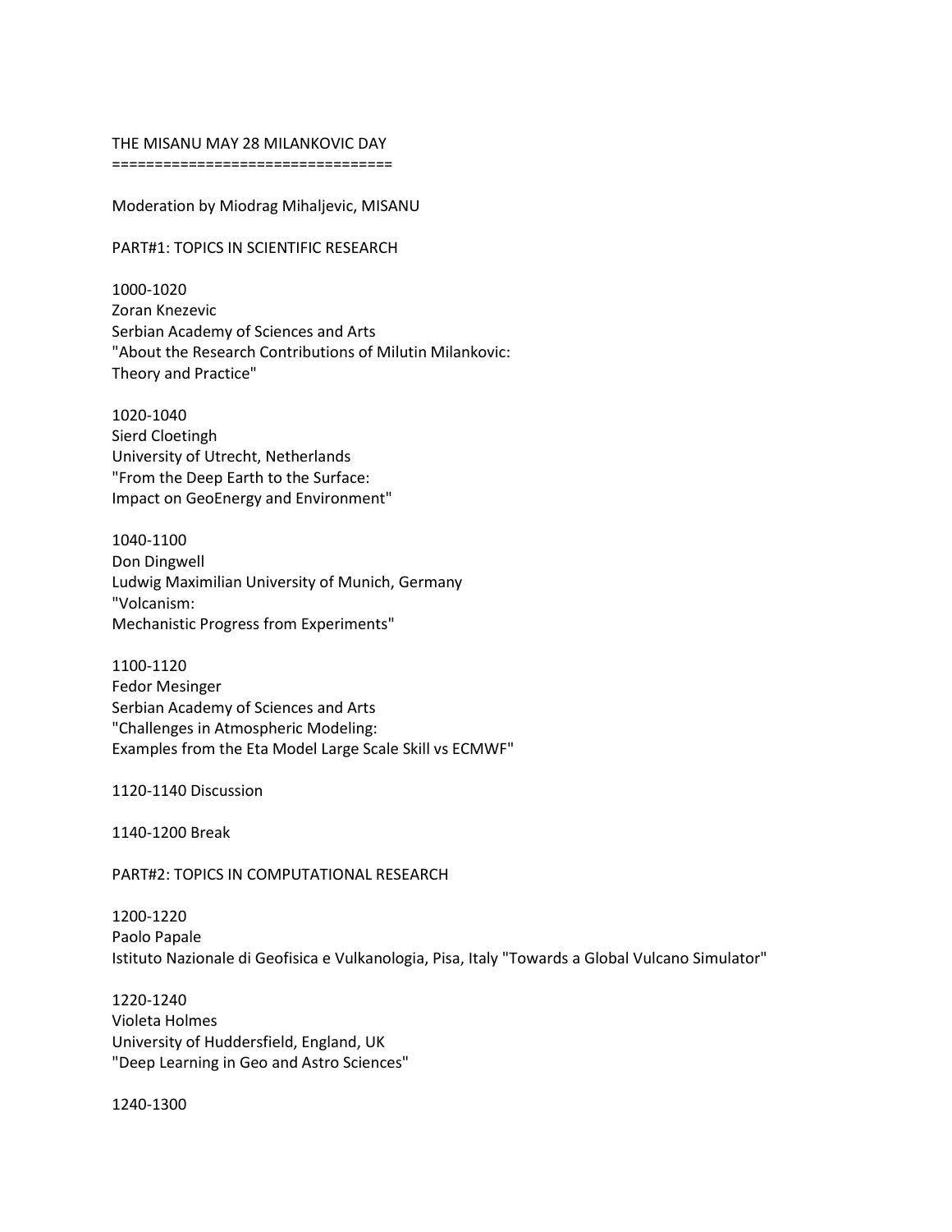# THE MISANU MAY 28 MILANKOVIC DAY

Moderation by Miodrag Mihaljevic, MISANU

## PART#1: TOPICS IN SCIENTIFIC RESEARCH

1000-1020
Zoran Knezevic
Serbian Academy of Sciences and Arts
"About the Research Contributions of Milutin Milankovic:
Theory and Practice"

1020-1040
Sierd Cloetingh
University of Utrecht, Netherlands
"From the Deep Earth to the Surface:
Impact on GeoEnergy and Environment"

1040-1100
Don Dingwell
Ludwig Maximilian University of Munich, Germany
"Volcanism:
Mechanistic Progress from Experiments"

1100-1120
Fedor Mesinger
Serbian Academy of Sciences and Arts
"Challenges in Atmospheric Modeling:
Examples from the Eta Model Large Scale Skill vs ECMWF"

1120-1140 Discussion

1140-1200 Break

## PART#2: TOPICS IN COMPUTATIONAL RESEARCH

1200-1220
Paolo Papale
Istituto Nazionale di Geofisica e Vulkanologia, Pisa, Italy "Towards a Global Vulcano Simulator"

1220-1240
Violeta Holmes
University of Huddersfield, England, UK
"Deep Learning in Geo and Astro Sciences"

1240-1300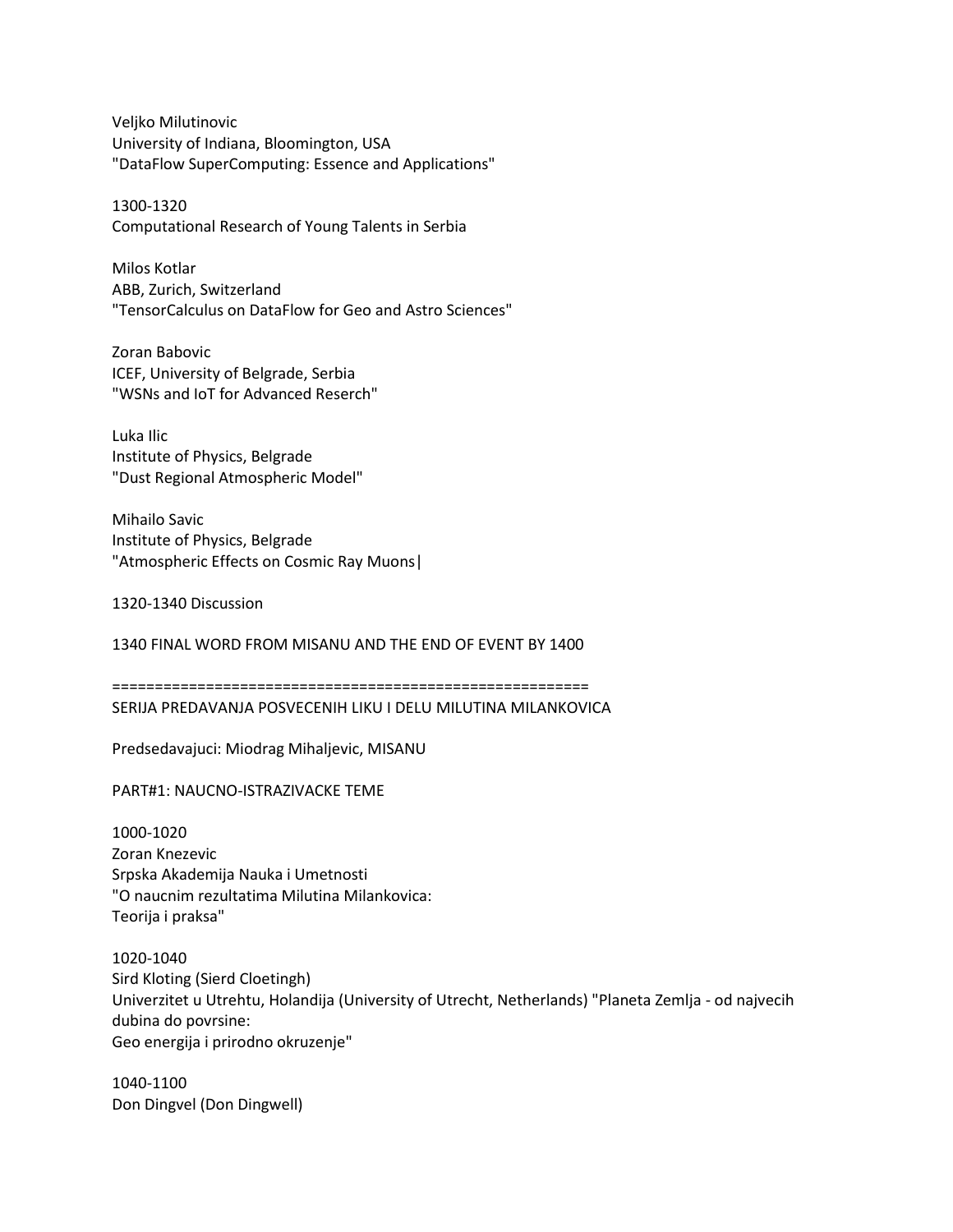Veljko Milutinovic
University of Indiana, Bloomington, USA
"DataFlow SuperComputing: Essence and Applications"

1300-1320
Computational Research of Young Talents in Serbia

Milos Kotlar
ABB, Zurich, Switzerland
"TensorCalculus on DataFlow for Geo and Astro Sciences"

Zoran Babovic
ICEF, University of Belgrade, Serbia
"WSNs and IoT for Advanced Reserch"

Luka Ilic
Institute of Physics, Belgrade
"Dust Regional Atmospheric Model"

Mihailo Savic
Institute of Physics, Belgrade
"Atmospheric Effects on Cosmic Ray Muons|

1320-1340 Discussion

1340 FINAL WORD FROM MISANU AND THE END OF EVENT BY 1400

=======================================================

SERIJA PREDAVANJA POSVECENIH LIKU I DELU MILUTINA MILANKOVICA

Predsedavajuci: Miodrag Mihaljevic, MISANU

PART#1: NAUCNO-ISTRAZIVACKE TEME

1000-1020
Zoran Knezevic
Srpska Akademija Nauka i Umetnosti
"O naucnim rezultatima Milutina Milankovica:
Teorija i praksa"

1020-1040
Sird Kloting (Sierd Cloetingh)
Univerzitet u Utrehtu, Holandija (University of Utrecht, Netherlands) "Planeta Zemlja - od najvecih dubina do povrsine:
Geo energija i prirodno okruzenje"

1040-1100
Don Dingvel (Don Dingwell)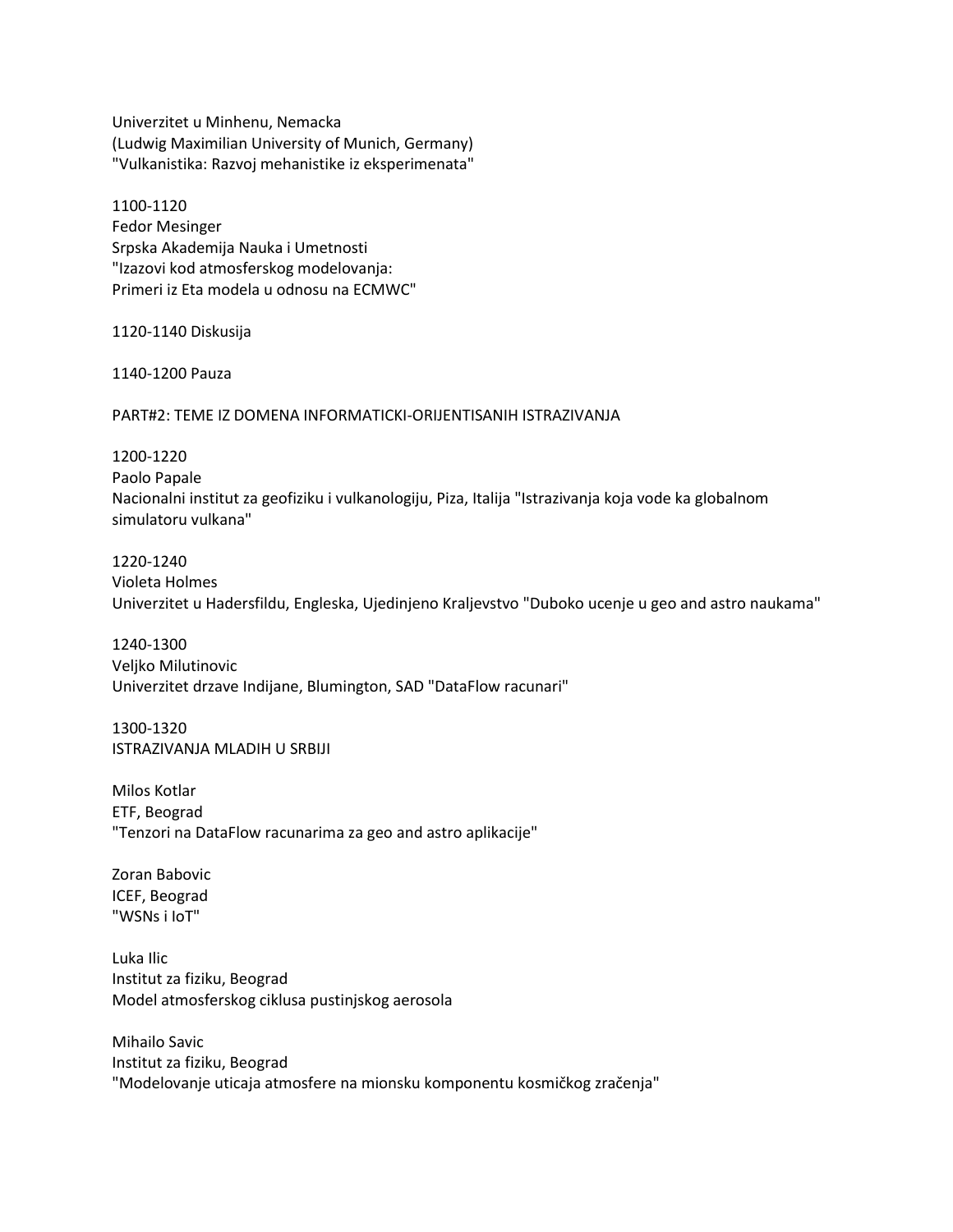Univerzitet u Minhenu, Nemacka
(Ludwig Maximilian University of Munich, Germany)
"Vulkanistika: Razvoj mehanistike iz eksperimenata"

1100-1120
Fedor Mesinger
Srpska Akademija Nauka i Umetnosti
"Izazovi kod atmosferskog modelovanja:
Primeri iz Eta modela u odnosu na ECMWC"

1120-1140 Diskusija

1140-1200 Pauza

PART#2: TEME IZ DOMENA INFORMATICKI-ORIJENTISANIH ISTRAZIVANJA

1200-1220
Paolo Papale
Nacionalni institut za geofiziku i vulkanologiju, Piza, Italija "Istrazivanja koja vode ka globalnom simulatoru vulkana"

1220-1240
Violeta Holmes
Univerzitet u Hadersfildu, Engleska, Ujedinjeno Kraljevstvo "Duboko ucenje u geo and astro naukama"

1240-1300
Veljko Milutinovic
Univerzitet drzave Indijane, Blumington, SAD "DataFlow racunari"

1300-1320
ISTRAZIVANJA MLADIH U SRBIJI

Milos Kotlar
ETF, Beograd
"Tenzori na DataFlow racunarima za geo and astro aplikacije"

Zoran Babovic
ICEF, Beograd
"WSNs i IoT"

Luka Ilic
Institut za fiziku, Beograd
Model atmosferskog ciklusa pustinjskog aerosola

Mihailo Savic
Institut za fiziku, Beograd
"Modelovanje uticaja atmosfere na mionsku komponentu kosmičkog zračenja"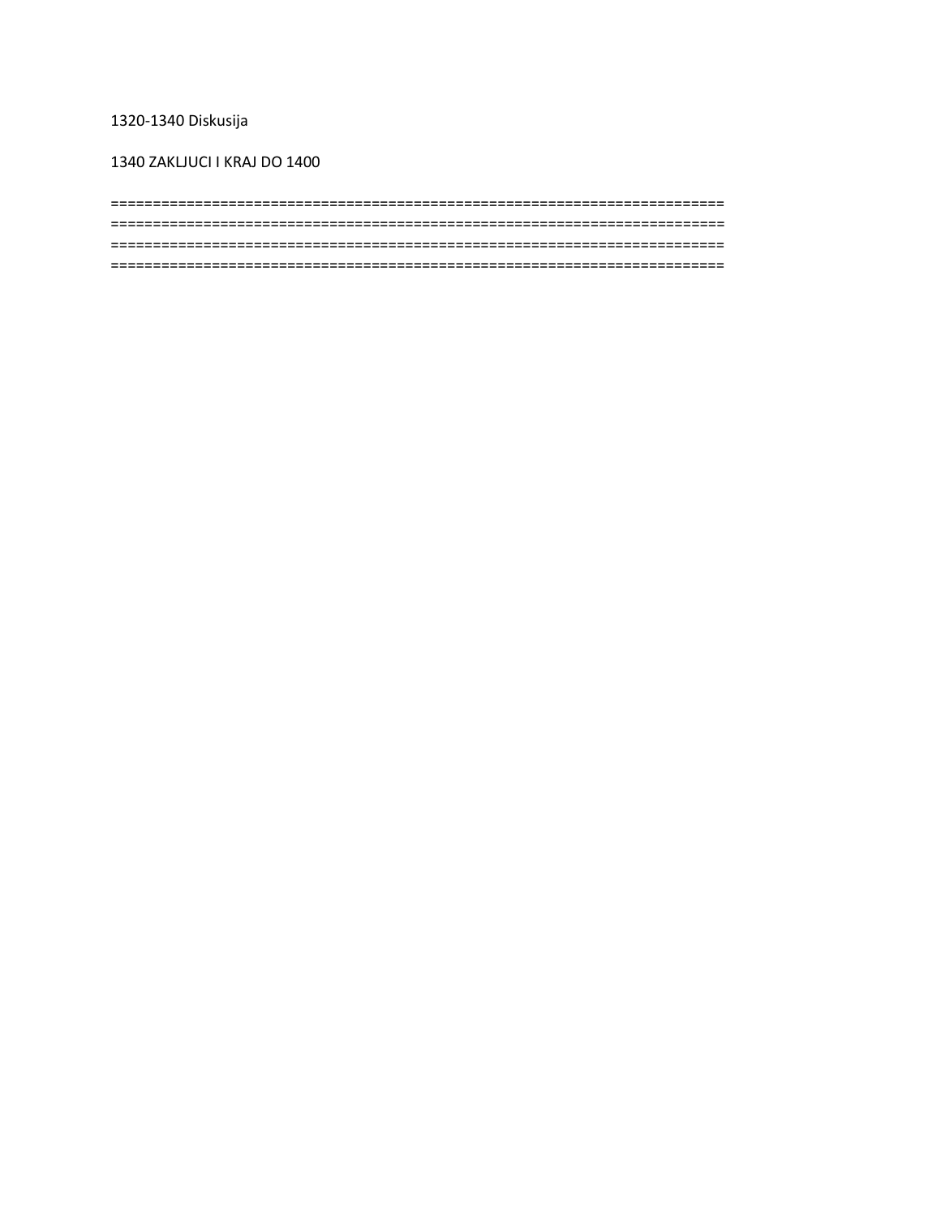1320-1340 Diskusija

1340 ZAKLJUCI I KRAJ DO 1400

========================================================================
========================================================================
========================================================================
========================================================================